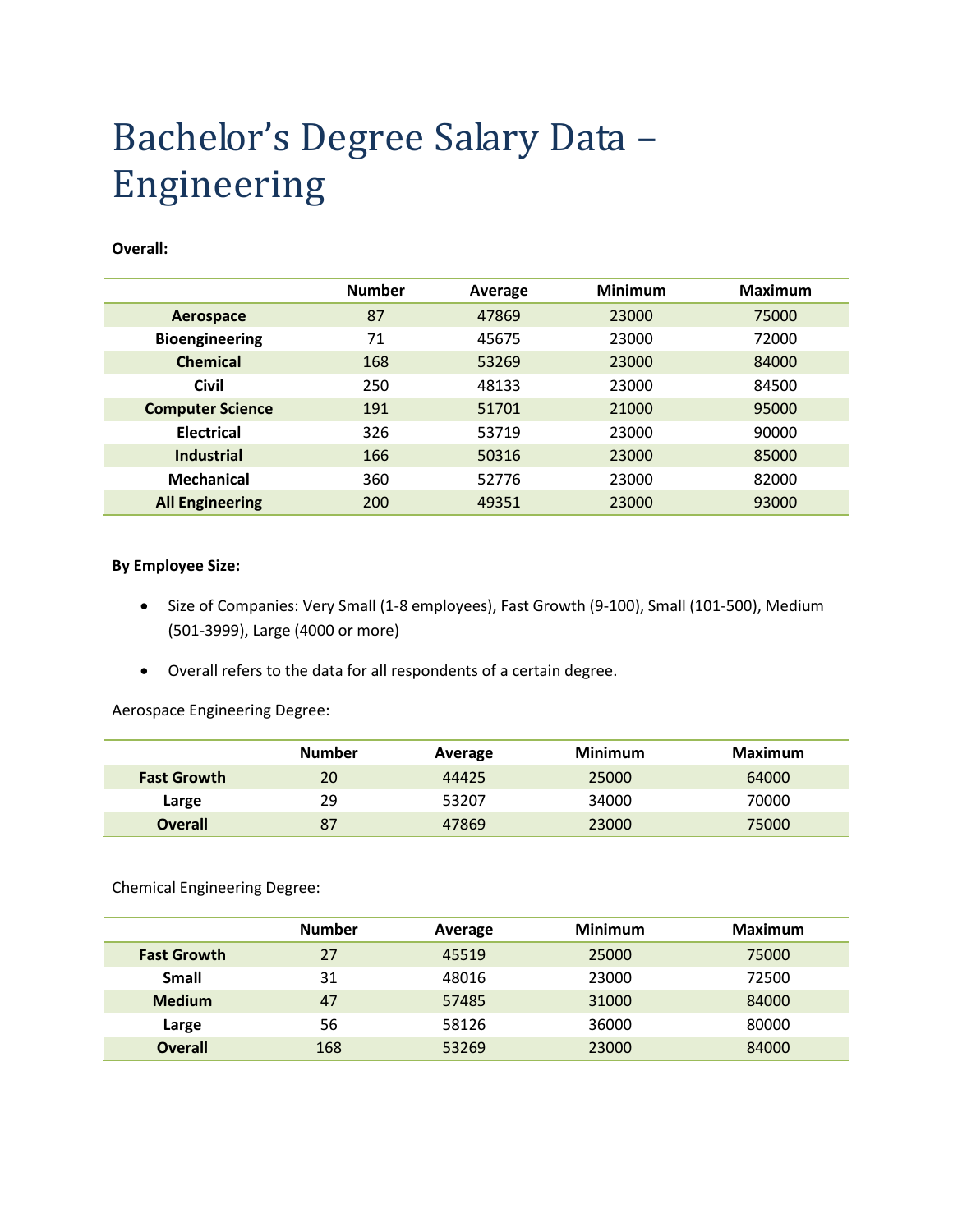# Bachelor's Degree Salary Data – Engineering

**Overall:**

| | Number | Average | Minimum | Maximum |
|---|---|---|---|---|
| **Aerospace** | 87 | 47869 | 23000 | 75000 |
| **Bioengineering** | 71 | 45675 | 23000 | 72000 |
| **Chemical** | 168 | 53269 | 23000 | 84000 |
| **Civil** | 250 | 48133 | 23000 | 84500 |
| **Computer Science** | 191 | 51701 | 21000 | 95000 |
| **Electrical** | 326 | 53719 | 23000 | 90000 |
| **Industrial** | 166 | 50316 | 23000 | 85000 |
| **Mechanical** | 360 | 52776 | 23000 | 82000 |
| **All Engineering** | 200 | 49351 | 23000 | 93000 |

**By Employee Size:**

- Size of Companies: Very Small (1-8 employees), Fast Growth (9-100), Small (101-500), Medium (501-3999), Large (4000 or more)
- Overall refers to the data for all respondents of a certain degree.

Aerospace Engineering Degree:

| | Number | Average | Minimum | Maximum |
|---|---|---|---|---|
| **Fast Growth** | 20 | 44425 | 25000 | 64000 |
| **Large** | 29 | 53207 | 34000 | 70000 |
| **Overall** | 87 | 47869 | 23000 | 75000 |

Chemical Engineering Degree:

| | Number | Average | Minimum | Maximum |
|---|---|---|---|---|
| **Fast Growth** | 27 | 45519 | 25000 | 75000 |
| **Small** | 31 | 48016 | 23000 | 72500 |
| **Medium** | 47 | 57485 | 31000 | 84000 |
| **Large** | 56 | 58126 | 36000 | 80000 |
| **Overall** | 168 | 53269 | 23000 | 84000 |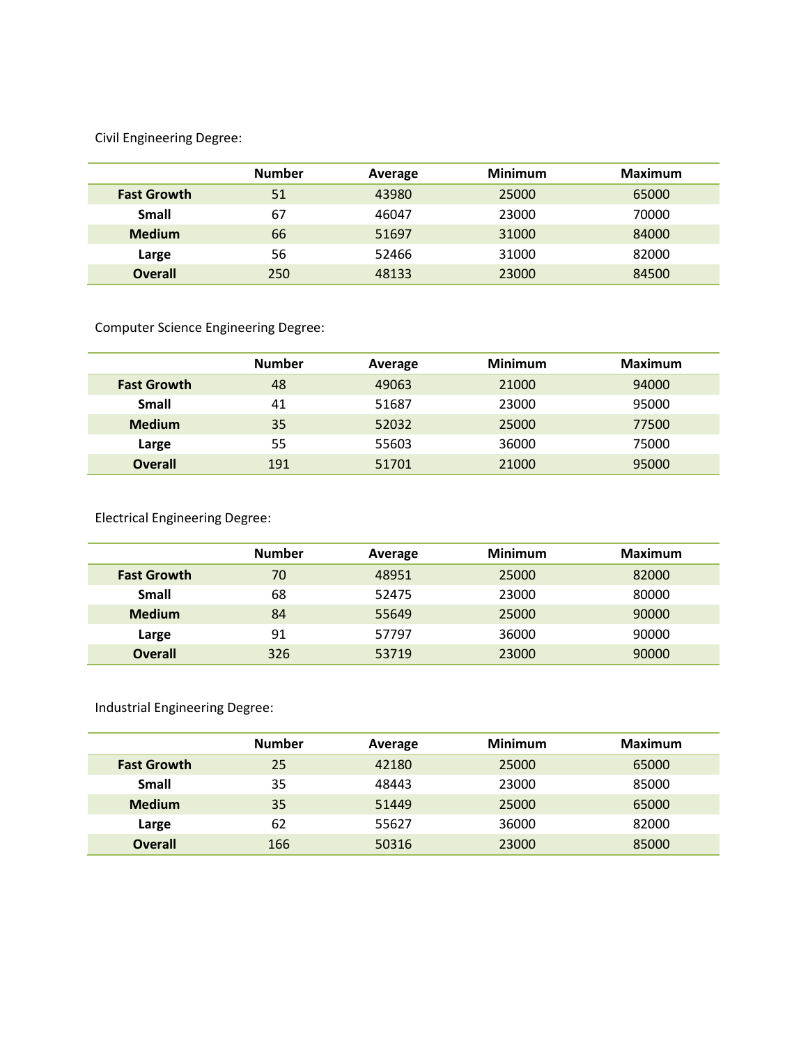Civil Engineering Degree:

| | Number | Average | Minimum | Maximum |
|---|---|---|---|---|
| **Fast Growth** | 51 | 43980 | 25000 | 65000 |
| **Small** | 67 | 46047 | 23000 | 70000 |
| **Medium** | 66 | 51697 | 31000 | 84000 |
| **Large** | 56 | 52466 | 31000 | 82000 |
| **Overall** | 250 | 48133 | 23000 | 84500 |

Computer Science Engineering Degree:

| | Number | Average | Minimum | Maximum |
|---|---|---|---|---|
| **Fast Growth** | 48 | 49063 | 21000 | 94000 |
| **Small** | 41 | 51687 | 23000 | 95000 |
| **Medium** | 35 | 52032 | 25000 | 77500 |
| **Large** | 55 | 55603 | 36000 | 75000 |
| **Overall** | 191 | 51701 | 21000 | 95000 |

Electrical Engineering Degree:

| | Number | Average | Minimum | Maximum |
|---|---|---|---|---|
| **Fast Growth** | 70 | 48951 | 25000 | 82000 |
| **Small** | 68 | 52475 | 23000 | 80000 |
| **Medium** | 84 | 55649 | 25000 | 90000 |
| **Large** | 91 | 57797 | 36000 | 90000 |
| **Overall** | 326 | 53719 | 23000 | 90000 |

Industrial Engineering Degree:

| | Number | Average | Minimum | Maximum |
|---|---|---|---|---|
| **Fast Growth** | 25 | 42180 | 25000 | 65000 |
| **Small** | 35 | 48443 | 23000 | 85000 |
| **Medium** | 35 | 51449 | 25000 | 65000 |
| **Large** | 62 | 55627 | 36000 | 82000 |
| **Overall** | 166 | 50316 | 23000 | 85000 |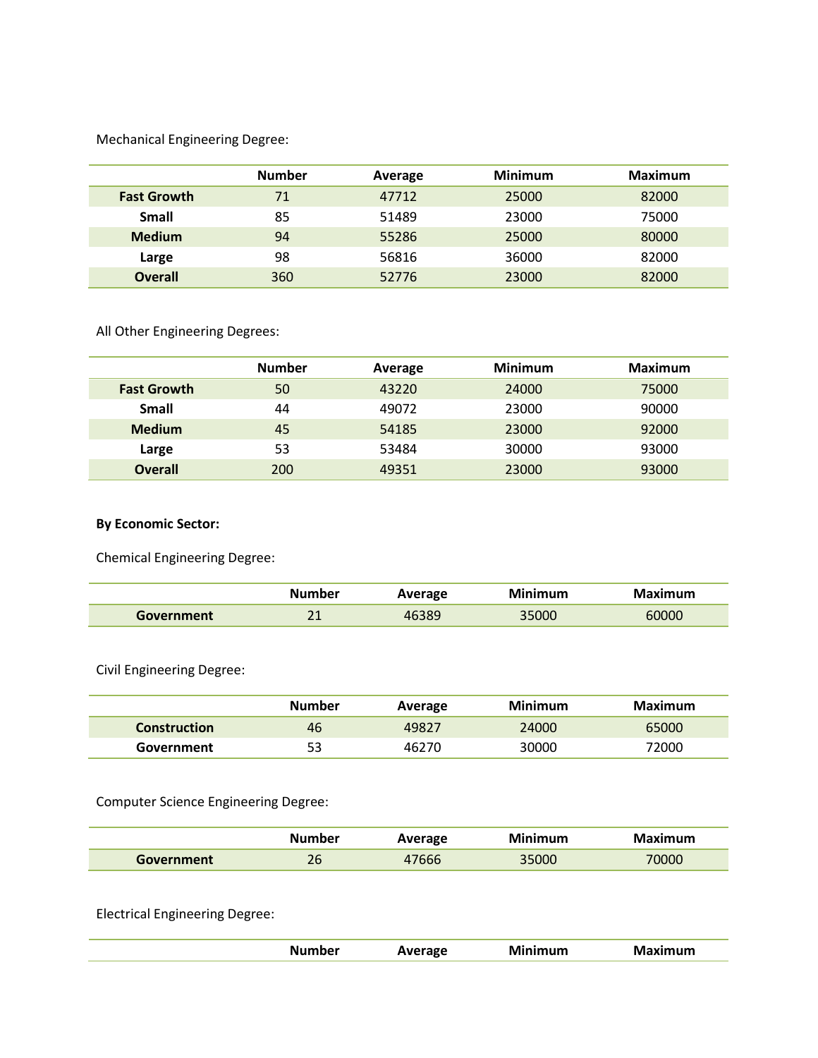Mechanical Engineering Degree:

| | Number | Average | Minimum | Maximum |
|---|---|---|---|---|
| **Fast Growth** | 71 | 47712 | 25000 | 82000 |
| **Small** | 85 | 51489 | 23000 | 75000 |
| **Medium** | 94 | 55286 | 25000 | 80000 |
| **Large** | 98 | 56816 | 36000 | 82000 |
| **Overall** | 360 | 52776 | 23000 | 82000 |

All Other Engineering Degrees:

| | Number | Average | Minimum | Maximum |
|---|---|---|---|---|
| **Fast Growth** | 50 | 43220 | 24000 | 75000 |
| **Small** | 44 | 49072 | 23000 | 90000 |
| **Medium** | 45 | 54185 | 23000 | 92000 |
| **Large** | 53 | 53484 | 30000 | 93000 |
| **Overall** | 200 | 49351 | 23000 | 93000 |

**By Economic Sector:**

Chemical Engineering Degree:

| | Number | Average | Minimum | Maximum |
|---|---|---|---|---|
| **Government** | 21 | 46389 | 35000 | 60000 |

Civil Engineering Degree:

| | Number | Average | Minimum | Maximum |
|---|---|---|---|---|
| **Construction** | 46 | 49827 | 24000 | 65000 |
| **Government** | 53 | 46270 | 30000 | 72000 |

Computer Science Engineering Degree:

| | Number | Average | Minimum | Maximum |
|---|---|---|---|---|
| **Government** | 26 | 47666 | 35000 | 70000 |

Electrical Engineering Degree:

| | Number | Average | Minimum | Maximum |
|---|---|---|---|---|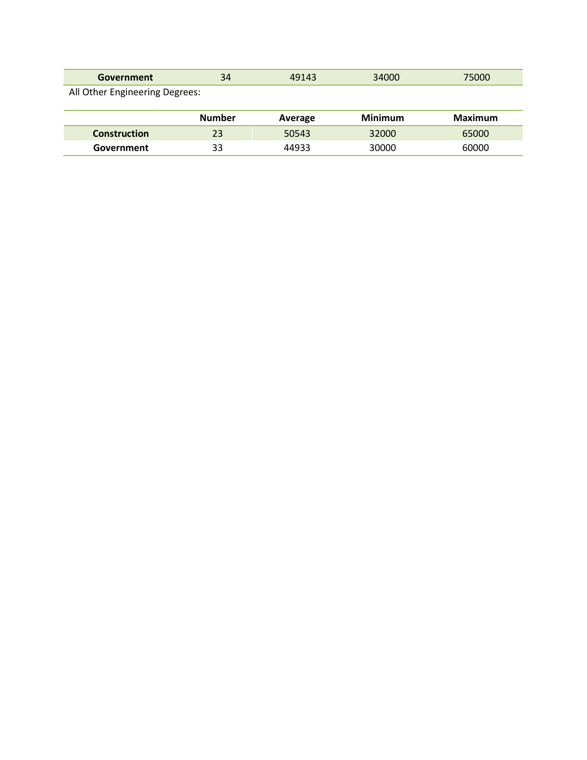| | | | | |
|---|---|---|---|---|
| **Government** | 34 | 49143 | 34000 | 75000 |

All Other Engineering Degrees:

| | Number | Average | Minimum | Maximum |
|---|---|---|---|---|
| **Construction** | 23 | 50543 | 32000 | 65000 |
| **Government** | 33 | 44933 | 30000 | 60000 |